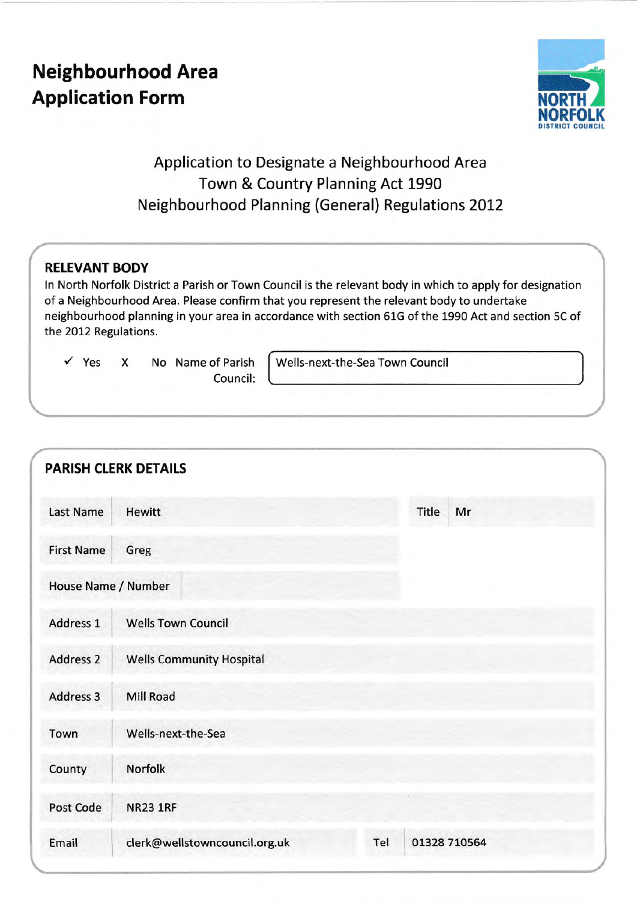# Neighbourhood Area Application Form

NORTH NORFOLK DISTRICT COUNCIL

Application to Designate a Neighbourhood Area
Town & Country Planning Act 1990
Neighbourhood Planning (General) Regulations 2012

## RELEVANT BODY

In North Norfolk District a Parish or Town Council is the relevant body in which to apply for designation of a Neighbourhood Area. Please confirm that you represent the relevant body to undertake neighbourhood planning in your area in accordance with section 61G of the 1990 Act and section 5C of the 2012 Regulations.

✓ Yes X No Name of Parish Council: Wells-next-the-Sea Town Council

## PARISH CLERK DETAILS

| Field | Value | Field | Value |
|---|---|---|---|
| Last Name | Hewitt | Title | Mr |
| First Name | Greg | | |
| House Name / Number | | | |
| Address 1 | Wells Town Council | | |
| Address 2 | Wells Community Hospital | | |
| Address 3 | Mill Road | | |
| Town | Wells-next-the-Sea | | |
| County | Norfolk | | |
| Post Code | NR23 1RF | | |
| Email | clerk@wellstowncouncil.org.uk | Tel | 01328 710564 |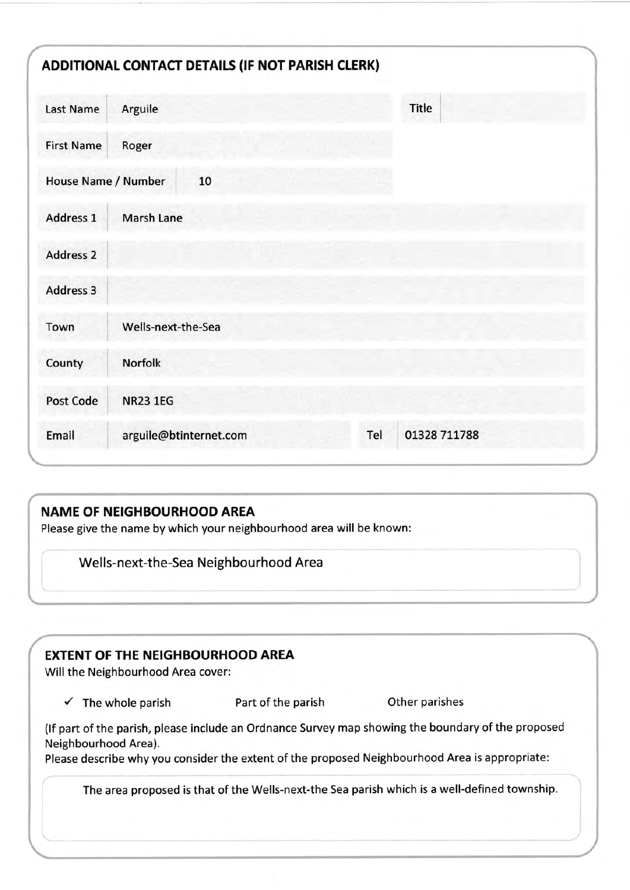## ADDITIONAL CONTACT DETAILS (IF NOT PARISH CLERK)

| | | | |
|---|---|---|---|
| Last Name | Arguile | Title | |
| First Name | Roger | | |
| House Name / Number | 10 | | |
| Address 1 | Marsh Lane | | |
| Address 2 | | | |
| Address 3 | | | |
| Town | Wells-next-the-Sea | | |
| County | Norfolk | | |
| Post Code | NR23 1EG | | |
| Email | arguile@btinternet.com | Tel | 01328 711788 |

## NAME OF NEIGHBOURHOOD AREA

Please give the name by which your neighbourhood area will be known:

Wells-next-the-Sea Neighbourhood Area

## EXTENT OF THE NEIGHBOURHOOD AREA

Will the Neighbourhood Area cover:

✓ The whole parish  Part of the parish  Other parishes

(If part of the parish, please include an Ordnance Survey map showing the boundary of the proposed Neighbourhood Area).

Please describe why you consider the extent of the proposed Neighbourhood Area is appropriate:

The area proposed is that of the Wells-next-the Sea parish which is a well-defined township.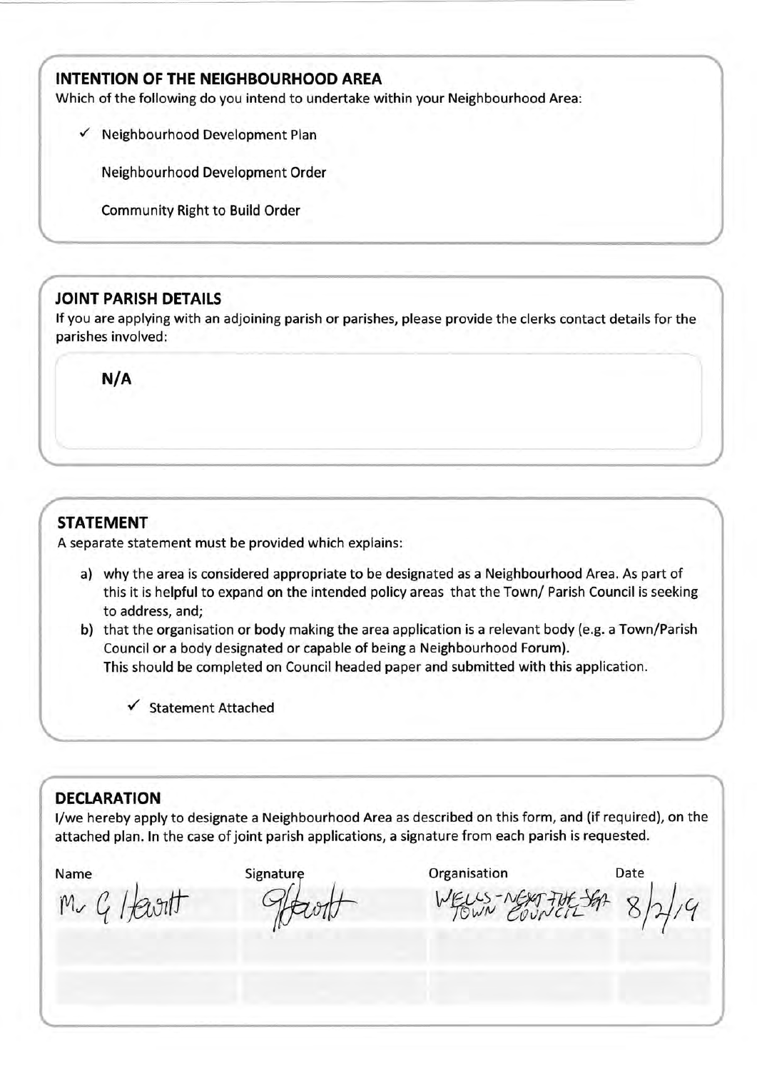## INTENTION OF THE NEIGHBOURHOOD AREA

Which of the following do you intend to undertake within your Neighbourhood Area:

- ✓ Neighbourhood Development Plan
- Neighbourhood Development Order
- Community Right to Build Order

## JOINT PARISH DETAILS

If you are applying with an adjoining parish or parishes, please provide the clerks contact details for the parishes involved:

**N/A**

## STATEMENT

A separate statement must be provided which explains:

a) why the area is considered appropriate to be designated as a Neighbourhood Area. As part of this it is helpful to expand on the intended policy areas that the Town/ Parish Council is seeking to address, and;

b) that the organisation or body making the area application is a relevant body (e.g. a Town/Parish Council or a body designated or capable of being a Neighbourhood Forum).
This should be completed on Council headed paper and submitted with this application.

✓ Statement Attached

## DECLARATION

I/we hereby apply to designate a Neighbourhood Area as described on this form, and (if required), on the attached plan. In the case of joint parish applications, a signature from each parish is requested.

| Name | Signature | Organisation | Date |
|---|---|---|---|
| Mr G Hewitt | G Hewitt | Wells-Next-The-Sea Town Council | 8/2/19 |
| | | | |
| | | | |